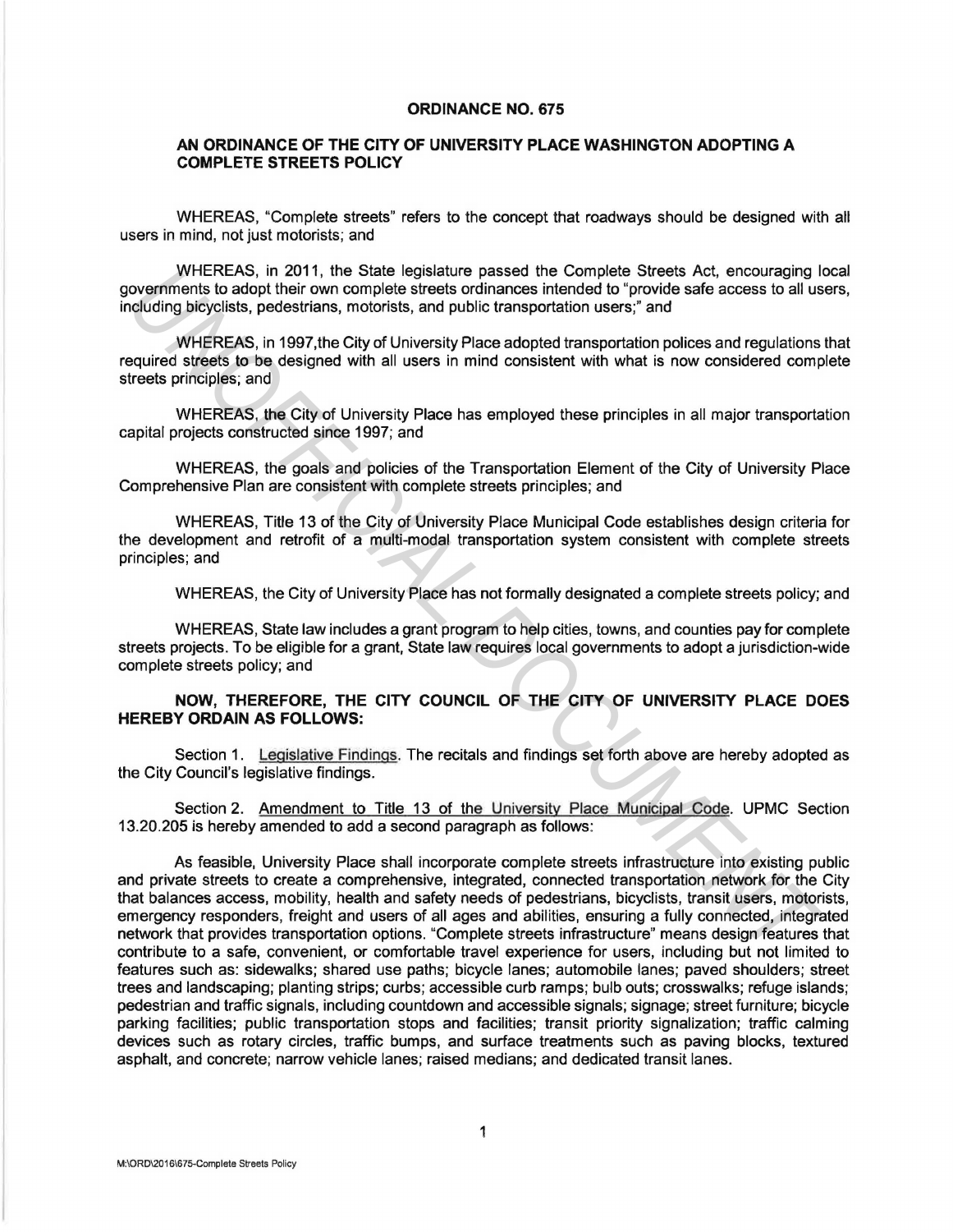**ORDINANCE NO. 675**

**AN ORDINANCE OF THE CITY OF UNIVERSITY PLACE WASHINGTON ADOPTING A COMPLETE STREETS POLICY**

WHEREAS, "Complete streets" refers to the concept that roadways should be designed with all users in mind, not just motorists; and

WHEREAS, in 2011, the State legislature passed the Complete Streets Act, encouraging local governments to adopt their own complete streets ordinances intended to "provide safe access to all users, including bicyclists, pedestrians, motorists, and public transportation users;" and

WHEREAS, in 1997,the City of University Place adopted transportation polices and regulations that required streets to be designed with all users in mind consistent with what is now considered complete streets principles; and

WHEREAS, the City of University Place has employed these principles in all major transportation capital projects constructed since 1997; and

WHEREAS, the goals and policies of the Transportation Element of the City of University Place Comprehensive Plan are consistent with complete streets principles; and

WHEREAS, Title 13 of the City of University Place Municipal Code establishes design criteria for the development and retrofit of a multi-modal transportation system consistent with complete streets principles; and

WHEREAS, the City of University Place has not formally designated a complete streets policy; and

WHEREAS, State law includes a grant program to help cities, towns, and counties pay for complete streets projects. To be eligible for a grant, State law requires local governments to adopt a jurisdiction-wide complete streets policy; and

**NOW, THEREFORE, THE CITY COUNCIL OF THE CITY OF UNIVERSITY PLACE DOES HEREBY ORDAIN AS FOLLOWS:**

Section 1. Legislative Findings. The recitals and findings set forth above are hereby adopted as the City Council's legislative findings.

Section 2. Amendment to Title 13 of the University Place Municipal Code. UPMC Section 13.20.205 is hereby amended to add a second paragraph as follows:

As feasible, University Place shall incorporate complete streets infrastructure into existing public and private streets to create a comprehensive, integrated, connected transportation network for the City that balances access, mobility, health and safety needs of pedestrians, bicyclists, transit users, motorists, emergency responders, freight and users of all ages and abilities, ensuring a fully connected, integrated network that provides transportation options. "Complete streets infrastructure" means design features that contribute to a safe, convenient, or comfortable travel experience for users, including but not limited to features such as: sidewalks; shared use paths; bicycle lanes; automobile lanes; paved shoulders; street trees and landscaping; planting strips; curbs; accessible curb ramps; bulb outs; crosswalks; refuge islands; pedestrian and traffic signals, including countdown and accessible signals; signage; street furniture; bicycle parking facilities; public transportation stops and facilities; transit priority signalization; traffic calming devices such as rotary circles, traffic bumps, and surface treatments such as paving blocks, textured asphalt, and concrete; narrow vehicle lanes; raised medians; and dedicated transit lanes.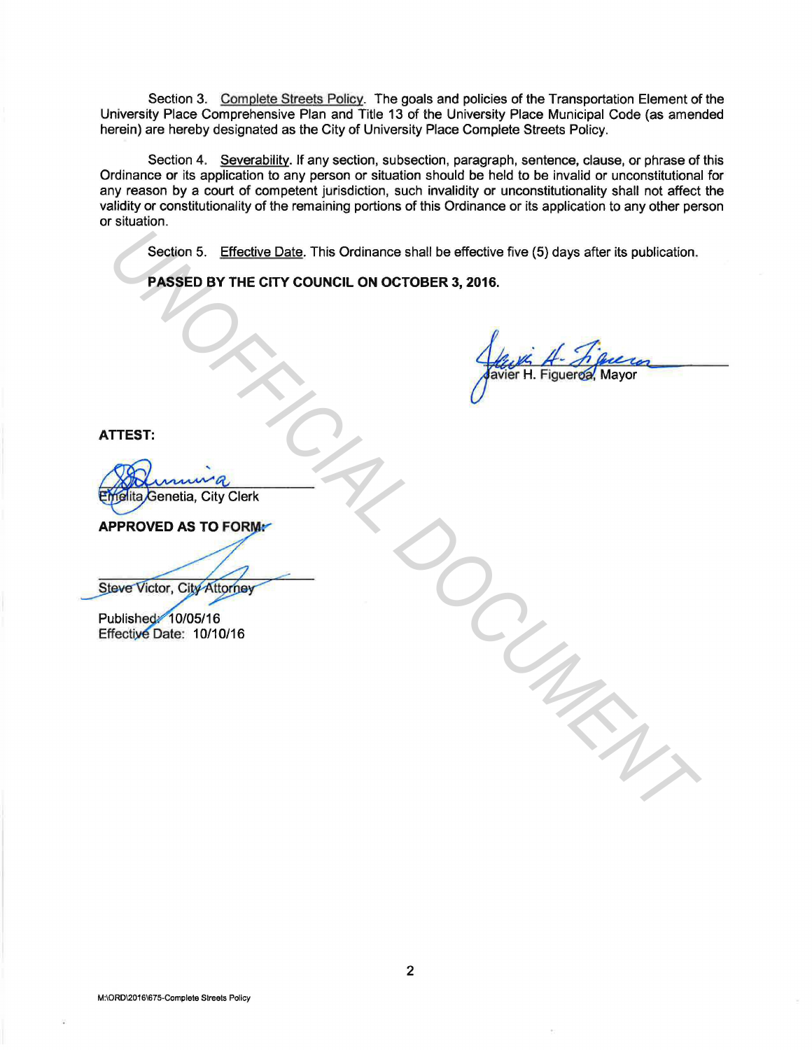Section 3. <u>Complete Streets Policy</u>. The goals and policies of the Transportation Element of the University Place Comprehensive Plan and Title 13 of the University Place Municipal Code (as amended herein) are hereby designated as the City of University Place Complete Streets Policy.

Section 4. <u>Severability</u>. If any section, subsection, paragraph, sentence, clause, or phrase of this Ordinance or its application to any person or situation should be held to be invalid or unconstitutional for any reason by a court of competent jurisdiction, such invalidity or unconstitutionality shall not affect the validity or constitutionality of the remaining portions of this Ordinance or its application to any other person or situation.

Section 5. <u>Effective Date</u>. This Ordinance shall be effective five (5) days after its publication.

**PASSED BY THE CITY COUNCIL ON OCTOBER 3, 2016.**

Javier H. Figueroa, Mayor

**ATTEST:**

Emelita Genetia, City Clerk

**APPROVED AS TO FORM:**

Steve Victor, City Attorney

Published: 10/05/16
Effective Date: 10/10/16

UNOFFICIAL DOCUMENT

M:\ORD\2016\675-Complete Streets Policy